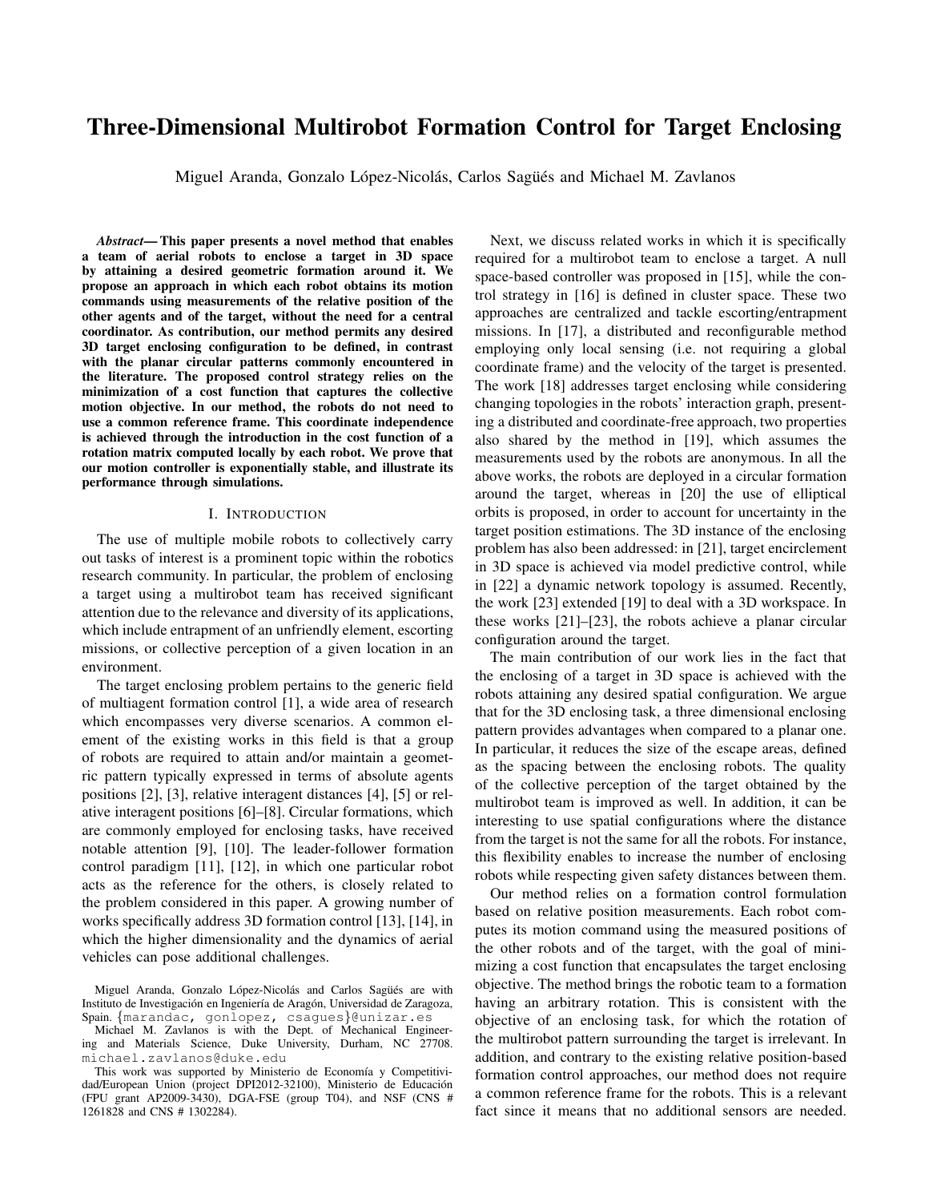# Three-Dimensional Multirobot Formation Control for Target Enclosing

Miguel Aranda, Gonzalo López-Nicolás, Carlos Sagüés and Michael M. Zavlanos

***Abstract*— This paper presents a novel method that enables a team of aerial robots to enclose a target in 3D space by attaining a desired geometric formation around it. We propose an approach in which each robot obtains its motion commands using measurements of the relative position of the other agents and of the target, without the need for a central coordinator. As contribution, our method permits any desired 3D target enclosing configuration to be defined, in contrast with the planar circular patterns commonly encountered in the literature. The proposed control strategy relies on the minimization of a cost function that captures the collective motion objective. In our method, the robots do not need to use a common reference frame. This coordinate independence is achieved through the introduction in the cost function of a rotation matrix computed locally by each robot. We prove that our motion controller is exponentially stable, and illustrate its performance through simulations.**

## I. Introduction

The use of multiple mobile robots to collectively carry out tasks of interest is a prominent topic within the robotics research community. In particular, the problem of enclosing a target using a multirobot team has received significant attention due to the relevance and diversity of its applications, which include entrapment of an unfriendly element, escorting missions, or collective perception of a given location in an environment.

The target enclosing problem pertains to the generic field of multiagent formation control [1], a wide area of research which encompasses very diverse scenarios. A common element of the existing works in this field is that a group of robots are required to attain and/or maintain a geometric pattern typically expressed in terms of absolute agents positions [2], [3], relative interagent distances [4], [5] or relative interagent positions [6]–[8]. Circular formations, which are commonly employed for enclosing tasks, have received notable attention [9], [10]. The leader-follower formation control paradigm [11], [12], in which one particular robot acts as the reference for the others, is closely related to the problem considered in this paper. A growing number of works specifically address 3D formation control [13], [14], in which the higher dimensionality and the dynamics of aerial vehicles can pose additional challenges.

Next, we discuss related works in which it is specifically required for a multirobot team to enclose a target. A null space-based controller was proposed in [15], while the control strategy in [16] is defined in cluster space. These two approaches are centralized and tackle escorting/entrapment missions. In [17], a distributed and reconfigurable method employing only local sensing (i.e. not requiring a global coordinate frame) and the velocity of the target is presented. The work [18] addresses target enclosing while considering changing topologies in the robots' interaction graph, presenting a distributed and coordinate-free approach, two properties also shared by the method in [19], which assumes the measurements used by the robots are anonymous. In all the above works, the robots are deployed in a circular formation around the target, whereas in [20] the use of elliptical orbits is proposed, in order to account for uncertainty in the target position estimations. The 3D instance of the enclosing problem has also been addressed: in [21], target encirclement in 3D space is achieved via model predictive control, while in [22] a dynamic network topology is assumed. Recently, the work [23] extended [19] to deal with a 3D workspace. In these works [21]–[23], the robots achieve a planar circular configuration around the target.

The main contribution of our work lies in the fact that the enclosing of a target in 3D space is achieved with the robots attaining any desired spatial configuration. We argue that for the 3D enclosing task, a three dimensional enclosing pattern provides advantages when compared to a planar one. In particular, it reduces the size of the escape areas, defined as the spacing between the enclosing robots. The quality of the collective perception of the target obtained by the multirobot team is improved as well. In addition, it can be interesting to use spatial configurations where the distance from the target is not the same for all the robots. For instance, this flexibility enables to increase the number of enclosing robots while respecting given safety distances between them.

Our method relies on a formation control formulation based on relative position measurements. Each robot computes its motion command using the measured positions of the other robots and of the target, with the goal of minimizing a cost function that encapsulates the target enclosing objective. The method brings the robotic team to a formation having an arbitrary rotation. This is consistent with the objective of an enclosing task, for which the rotation of the multirobot pattern surrounding the target is irrelevant. In addition, and contrary to the existing relative position-based formation control approaches, our method does not require a common reference frame for the robots. This is a relevant fact since it means that no additional sensors are needed.

Miguel Aranda, Gonzalo López-Nicolás and Carlos Sagüés are with Instituto de Investigación en Ingeniería de Aragón, Universidad de Zaragoza, Spain. {marandac, gonlopez, csagues}@unizar.es

Michael M. Zavlanos is with the Dept. of Mechanical Engineering and Materials Science, Duke University, Durham, NC 27708. michael.zavlanos@duke.edu

This work was supported by Ministerio de Economía y Competitividad/European Union (project DPI2012-32100), Ministerio de Educación (FPU grant AP2009-3430), DGA-FSE (group T04), and NSF (CNS # 1261828 and CNS # 1302284).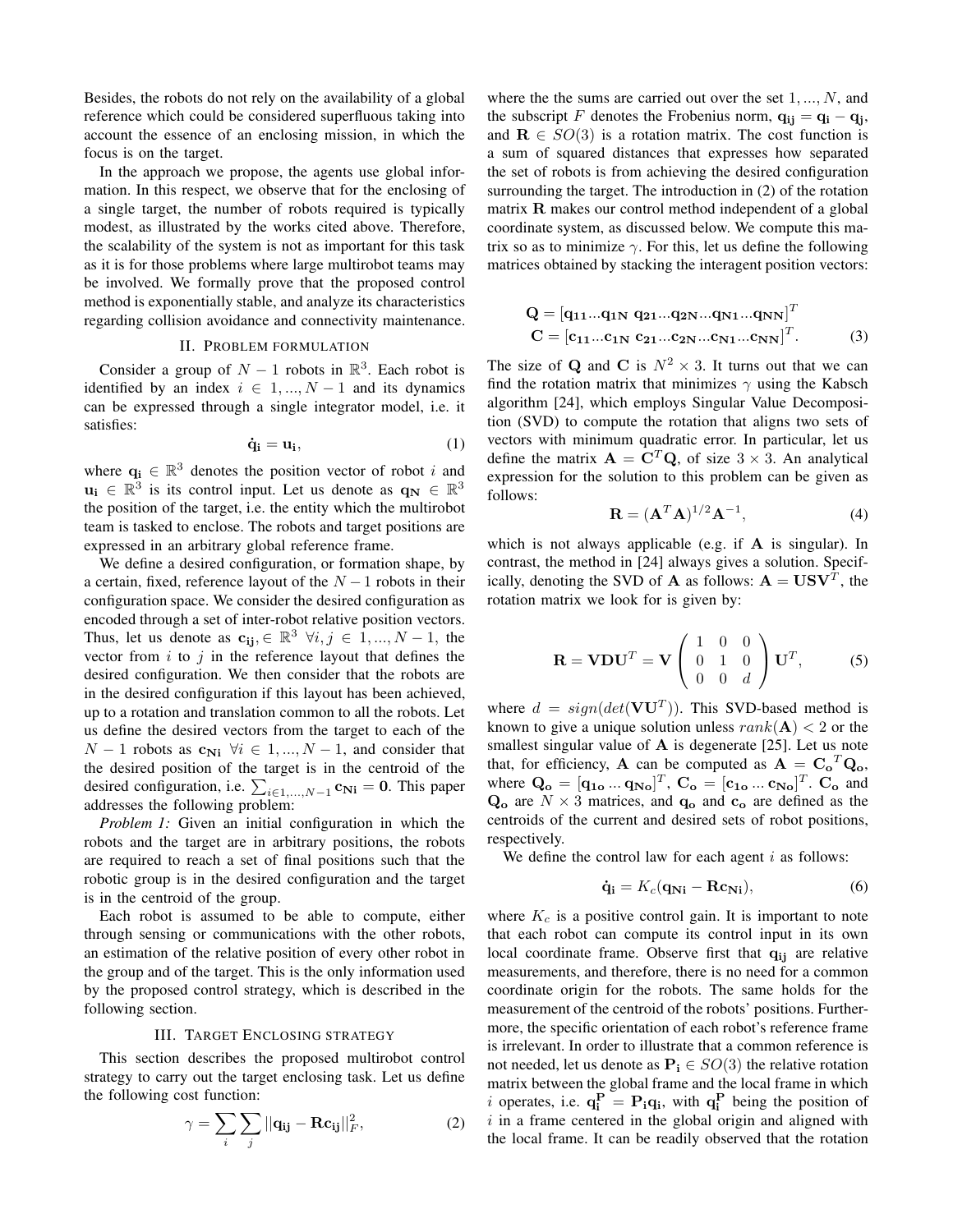Besides, the robots do not rely on the availability of a global reference which could be considered superfluous taking into account the essence of an enclosing mission, in which the focus is on the target.

In the approach we propose, the agents use global information. In this respect, we observe that for the enclosing of a single target, the number of robots required is typically modest, as illustrated by the works cited above. Therefore, the scalability of the system is not as important for this task as it is for those problems where large multirobot teams may be involved. We formally prove that the proposed control method is exponentially stable, and analyze its characteristics regarding collision avoidance and connectivity maintenance.

## II. Problem formulation

Consider a group of $N-1$ robots in $\mathbb{R}^3$. Each robot is identified by an index $i \in 1, ..., N-1$ and its dynamics can be expressed through a single integrator model, i.e. it satisfies:

$$\mathbf{\dot{q}_i} = \mathbf{u_i}, \tag{1}$$

where $\mathbf{q_i} \in \mathbb{R}^3$ denotes the position vector of robot $i$ and $\mathbf{u_i} \in \mathbb{R}^3$ is its control input. Let us denote as $\mathbf{q_N} \in \mathbb{R}^3$ the position of the target, i.e. the entity which the multirobot team is tasked to enclose. The robots and target positions are expressed in an arbitrary global reference frame.

We define a desired configuration, or formation shape, by a certain, fixed, reference layout of the $N-1$ robots in their configuration space. We consider the desired configuration as encoded through a set of inter-robot relative position vectors. Thus, let us denote as $\mathbf{c_{ij}}, \in \mathbb{R}^3 \ \forall i, j \in 1, ..., N-1$, the vector from $i$ to $j$ in the reference layout that defines the desired configuration. We then consider that the robots are in the desired configuration if this layout has been achieved, up to a rotation and translation common to all the robots. Let us define the desired vectors from the target to each of the $N-1$ robots as $\mathbf{c_{Ni}} \ \forall i \in 1, ..., N-1$, and consider that the desired position of the target is in the centroid of the desired configuration, i.e. $\sum_{i \in 1,...,N-1} \mathbf{c_{Ni}} = \mathbf{0}$. This paper addresses the following problem:

*Problem 1:* Given an initial configuration in which the robots and the target are in arbitrary positions, the robots are required to reach a set of final positions such that the robotic group is in the desired configuration and the target is in the centroid of the group.

Each robot is assumed to be able to compute, either through sensing or communications with the other robots, an estimation of the relative position of every other robot in the group and of the target. This is the only information used by the proposed control strategy, which is described in the following section.

## III. Target Enclosing strategy

This section describes the proposed multirobot control strategy to carry out the target enclosing task. Let us define the following cost function:

$$\gamma = \sum_i \sum_j ||\mathbf{q_{ij}} - \mathbf{R}\mathbf{c_{ij}}||_F^2, \tag{2}$$

where the the sums are carried out over the set $1, ..., N$, and the subscript $F$ denotes the Frobenius norm, $\mathbf{q_{ij}} = \mathbf{q_i} - \mathbf{q_j}$, and $\mathbf{R} \in SO(3)$ is a rotation matrix. The cost function is a sum of squared distances that expresses how separated the set of robots is from achieving the desired configuration surrounding the target. The introduction in (2) of the rotation matrix $\mathbf{R}$ makes our control method independent of a global coordinate system, as discussed below. We compute this matrix so as to minimize $\gamma$. For this, let us define the following matrices obtained by stacking the interagent position vectors:

$$\begin{aligned} \mathbf{Q} &= [\mathbf{q_{11}}...\mathbf{q_{1N}} \ \mathbf{q_{21}}...\mathbf{q_{2N}}...\mathbf{q_{N1}}...\mathbf{q_{NN}}]^T \\ \mathbf{C} &= [\mathbf{c_{11}}...\mathbf{c_{1N}} \ \mathbf{c_{21}}...\mathbf{c_{2N}}...\mathbf{c_{N1}}...\mathbf{c_{NN}}]^T. \end{aligned} \tag{3}$$

The size of $\mathbf{Q}$ and $\mathbf{C}$ is $N^2 \times 3$. It turns out that we can find the rotation matrix that minimizes $\gamma$ using the Kabsch algorithm [24], which employs Singular Value Decomposition (SVD) to compute the rotation that aligns two sets of vectors with minimum quadratic error. In particular, let us define the matrix $\mathbf{A} = \mathbf{C}^T\mathbf{Q}$, of size $3 \times 3$. An analytical expression for the solution to this problem can be given as follows:

$$\mathbf{R} = (\mathbf{A}^T\mathbf{A})^{1/2}\mathbf{A}^{-1}, \tag{4}$$

which is not always applicable (e.g. if $\mathbf{A}$ is singular). In contrast, the method in [24] always gives a solution. Specifically, denoting the SVD of $\mathbf{A}$ as follows: $\mathbf{A} = \mathbf{U}\mathbf{S}\mathbf{V}^T$, the rotation matrix we look for is given by:

$$\mathbf{R} = \mathbf{V}\mathbf{D}\mathbf{U}^T = \mathbf{V} \begin{pmatrix} 1 & 0 & 0 \\ 0 & 1 & 0 \\ 0 & 0 & d \end{pmatrix} \mathbf{U}^T, \tag{5}$$

where $d = sign(det(\mathbf{V}\mathbf{U}^T))$. This SVD-based method is known to give a unique solution unless $rank(\mathbf{A}) < 2$ or the smallest singular value of $\mathbf{A}$ is degenerate [25]. Let us note that, for efficiency, $\mathbf{A}$ can be computed as $\mathbf{A} = \mathbf{C_o}^T\mathbf{Q_o}$, where $\mathbf{Q_o} = [\mathbf{q_{1o}} \ ... \ \mathbf{q_{No}}]^T$, $\mathbf{C_o} = [\mathbf{c_{1o}} \ ... \ \mathbf{c_{No}}]^T$. $\mathbf{C_o}$ and $\mathbf{Q_o}$ are $N \times 3$ matrices, and $\mathbf{q_o}$ and $\mathbf{c_o}$ are defined as the centroids of the current and desired sets of robot positions, respectively.

We define the control law for each agent $i$ as follows:

$$\mathbf{\dot{q}_i} = K_c(\mathbf{q_{Ni}} - \mathbf{R}\mathbf{c_{Ni}}), \tag{6}$$

where $K_c$ is a positive control gain. It is important to note that each robot can compute its control input in its own local coordinate frame. Observe first that $\mathbf{q_{ij}}$ are relative measurements, and therefore, there is no need for a common coordinate origin for the robots. The same holds for the measurement of the centroid of the robots' positions. Furthermore, the specific orientation of each robot's reference frame is irrelevant. In order to illustrate that a common reference is not needed, let us denote as $\mathbf{P_i} \in SO(3)$ the relative rotation matrix between the global frame and the local frame in which $i$ operates, i.e. $\mathbf{q_i^P} = \mathbf{P_i}\mathbf{q_i}$, with $\mathbf{q_i^P}$ being the position of $i$ in a frame centered in the global origin and aligned with the local frame. It can be readily observed that the rotation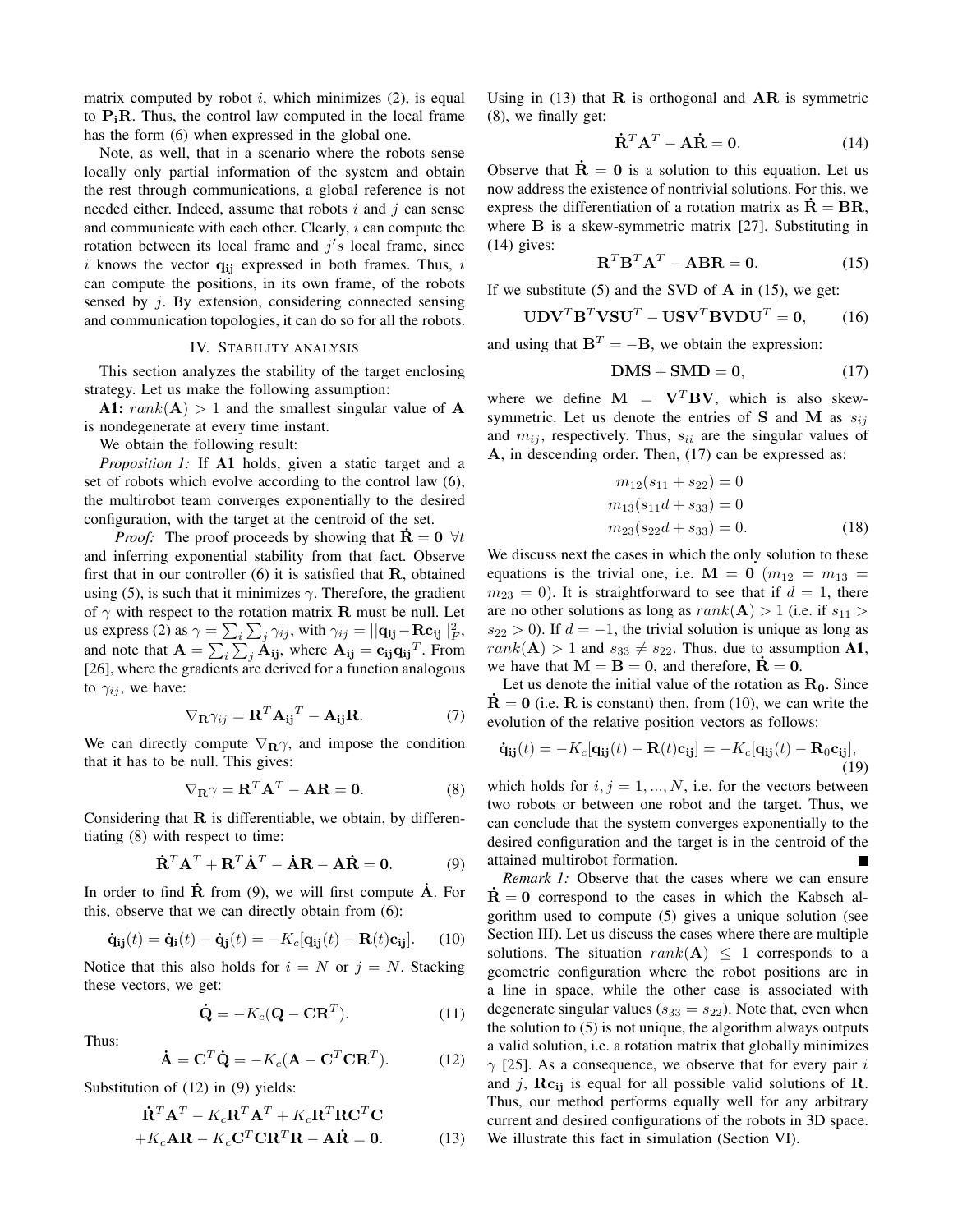matrix computed by robot $i$, which minimizes (2), is equal to $\mathbf{P_i R}$. Thus, the control law computed in the local frame has the form (6) when expressed in the global one.

Note, as well, that in a scenario where the robots sense locally only partial information of the system and obtain the rest through communications, a global reference is not needed either. Indeed, assume that robots $i$ and $j$ can sense and communicate with each other. Clearly, $i$ can compute the rotation between its local frame and $j's$ local frame, since $i$ knows the vector $\mathbf{q_{ij}}$ expressed in both frames. Thus, $i$ can compute the positions, in its own frame, of the robots sensed by $j$. By extension, considering connected sensing and communication topologies, it can do so for all the robots.

## IV. Stability analysis

This section analyzes the stability of the target enclosing strategy. Let us make the following assumption:

**A1:** $rank(\mathbf{A}) > 1$ and the smallest singular value of $\mathbf{A}$ is nondegenerate at every time instant.

We obtain the following result:

*Proposition 1:* If **A1** holds, given a static target and a set of robots which evolve according to the control law (6), the multirobot team converges exponentially to the desired configuration, with the target at the centroid of the set.

*Proof:* The proof proceeds by showing that $\dot{\mathbf{R}} = \mathbf{0}\ \forall t$ and inferring exponential stability from that fact. Observe first that in our controller (6) it is satisfied that $\mathbf{R}$, obtained using (5), is such that it minimizes $\gamma$. Therefore, the gradient of $\gamma$ with respect to the rotation matrix $\mathbf{R}$ must be null. Let us express (2) as $\gamma = \sum_i \sum_j \gamma_{ij}$, with $\gamma_{ij} = ||\mathbf{q_{ij}} - \mathbf{R}\mathbf{c_{ij}}||_F^2$, and note that $\mathbf{A} = \sum_i \sum_j \mathbf{A_{ij}}$, where $\mathbf{A_{ij}} = \mathbf{c_{ij}}\mathbf{q_{ij}}^T$. From [26], where the gradients are derived for a function analogous to $\gamma_{ij}$, we have:

$$\nabla_{\mathbf{R}}\gamma_{ij} = \mathbf{R}^T\mathbf{A_{ij}}^T - \mathbf{A_{ij}}\mathbf{R}. \tag{7}$$

We can directly compute $\nabla_{\mathbf{R}}\gamma$, and impose the condition that it has to be null. This gives:

$$\nabla_{\mathbf{R}}\gamma = \mathbf{R}^T\mathbf{A}^T - \mathbf{A}\mathbf{R} = \mathbf{0}. \tag{8}$$

Considering that $\mathbf{R}$ is differentiable, we obtain, by differentiating (8) with respect to time:

$$\dot{\mathbf{R}}^T\mathbf{A}^T + \mathbf{R}^T\dot{\mathbf{A}}^T - \dot{\mathbf{A}}\mathbf{R} - \mathbf{A}\dot{\mathbf{R}} = \mathbf{0}. \tag{9}$$

In order to find $\dot{\mathbf{R}}$ from (9), we will first compute $\dot{\mathbf{A}}$. For this, observe that we can directly obtain from (6):

$$\dot{\mathbf{q}}_{\mathbf{ij}}(t) = \dot{\mathbf{q}}_{\mathbf{i}}(t) - \dot{\mathbf{q}}_{\mathbf{j}}(t) = -K_c[\mathbf{q_{ij}}(t) - \mathbf{R}(t)\mathbf{c_{ij}}]. \tag{10}$$

Notice that this also holds for $i = N$ or $j = N$. Stacking these vectors, we get:

$$\dot{\mathbf{Q}} = -K_c(\mathbf{Q} - \mathbf{C}\mathbf{R}^T). \tag{11}$$

Thus:

$$\dot{\mathbf{A}} = \mathbf{C}^T\dot{\mathbf{Q}} = -K_c(\mathbf{A} - \mathbf{C}^T\mathbf{C}\mathbf{R}^T). \tag{12}$$

Substitution of (12) in (9) yields:

$$\begin{aligned}
&\dot{\mathbf{R}}^T\mathbf{A}^T - K_c\mathbf{R}^T\mathbf{A}^T + K_c\mathbf{R}^T\mathbf{R}\mathbf{C}^T\mathbf{C} \\
&+ K_c\mathbf{A}\mathbf{R} - K_c\mathbf{C}^T\mathbf{C}\mathbf{R}^T\mathbf{R} - \mathbf{A}\dot{\mathbf{R}} = \mathbf{0}.
\end{aligned} \tag{13}$$

Using in (13) that $\mathbf{R}$ is orthogonal and $\mathbf{AR}$ is symmetric (8), we finally get:

$$\dot{\mathbf{R}}^T\mathbf{A}^T - \mathbf{A}\dot{\mathbf{R}} = \mathbf{0}. \tag{14}$$

Observe that $\dot{\mathbf{R}} = \mathbf{0}$ is a solution to this equation. Let us now address the existence of nontrivial solutions. For this, we express the differentiation of a rotation matrix as $\dot{\mathbf{R}} = \mathbf{BR}$, where $\mathbf{B}$ is a skew-symmetric matrix [27]. Substituting in (14) gives:

$$\mathbf{R}^T\mathbf{B}^T\mathbf{A}^T - \mathbf{ABR} = \mathbf{0}. \tag{15}$$

If we substitute (5) and the SVD of $\mathbf{A}$ in (15), we get:

$$\mathbf{UDV}^T\mathbf{B}^T\mathbf{VSU}^T - \mathbf{USV}^T\mathbf{BVDU}^T = \mathbf{0}, \tag{16}$$

and using that $\mathbf{B}^T = -\mathbf{B}$, we obtain the expression:

$$\mathbf{DMS} + \mathbf{SMD} = \mathbf{0}, \tag{17}$$

where we define $\mathbf{M} = \mathbf{V}^T\mathbf{BV}$, which is also skew-symmetric. Let us denote the entries of $\mathbf{S}$ and $\mathbf{M}$ as $s_{ij}$ and $m_{ij}$, respectively. Thus, $s_{ii}$ are the singular values of $\mathbf{A}$, in descending order. Then, (17) can be expressed as:

$$\begin{aligned}
m_{12}(s_{11} + s_{22}) &= 0 \\
m_{13}(s_{11}d + s_{33}) &= 0 \\
m_{23}(s_{22}d + s_{33}) &= 0.
\end{aligned} \tag{18}$$

We discuss next the cases in which the only solution to these equations is the trivial one, i.e. $\mathbf{M} = \mathbf{0}$ ($m_{12} = m_{13} = m_{23} = 0$). It is straightforward to see that if $d = 1$, there are no other solutions as long as $rank(\mathbf{A}) > 1$ (i.e. if $s_{11} > s_{22} > 0$). If $d = -1$, the trivial solution is unique as long as $rank(\mathbf{A}) > 1$ and $s_{33} \neq s_{22}$. Thus, due to assumption **A1**, we have that $\mathbf{M} = \mathbf{B} = \mathbf{0}$, and therefore, $\dot{\mathbf{R}} = \mathbf{0}$.

Let us denote the initial value of the rotation as $\mathbf{R_0}$. Since $\dot{\mathbf{R}} = \mathbf{0}$ (i.e. $\mathbf{R}$ is constant) then, from (10), we can write the evolution of the relative position vectors as follows:

$$\dot{\mathbf{q}}_{\mathbf{ij}}(t) = -K_c[\mathbf{q_{ij}}(t) - \mathbf{R}(t)\mathbf{c_{ij}}] = -K_c[\mathbf{q_{ij}}(t) - \mathbf{R_0}\mathbf{c_{ij}}], \tag{19}$$

which holds for $i, j = 1, ..., N$, i.e. for the vectors between two robots or between one robot and the target. Thus, we can conclude that the system converges exponentially to the desired configuration and the target is in the centroid of the attained multirobot formation. ■

*Remark 1:* Observe that the cases where we can ensure $\dot{\mathbf{R}} = \mathbf{0}$ correspond to the cases in which the Kabsch algorithm used to compute (5) gives a unique solution (see Section III). Let us discuss the cases where there are multiple solutions. The situation $rank(\mathbf{A}) \leq 1$ corresponds to a geometric configuration where the robot positions are in a line in space, while the other case is associated with degenerate singular values ($s_{33} = s_{22}$). Note that, even when the solution to (5) is not unique, the algorithm always outputs a valid solution, i.e. a rotation matrix that globally minimizes $\gamma$ [25]. As a consequence, we observe that for every pair $i$ and $j$, $\mathbf{Rc_{ij}}$ is equal for all possible valid solutions of $\mathbf{R}$. Thus, our method performs equally well for any arbitrary current and desired configurations of the robots in 3D space. We illustrate this fact in simulation (Section VI).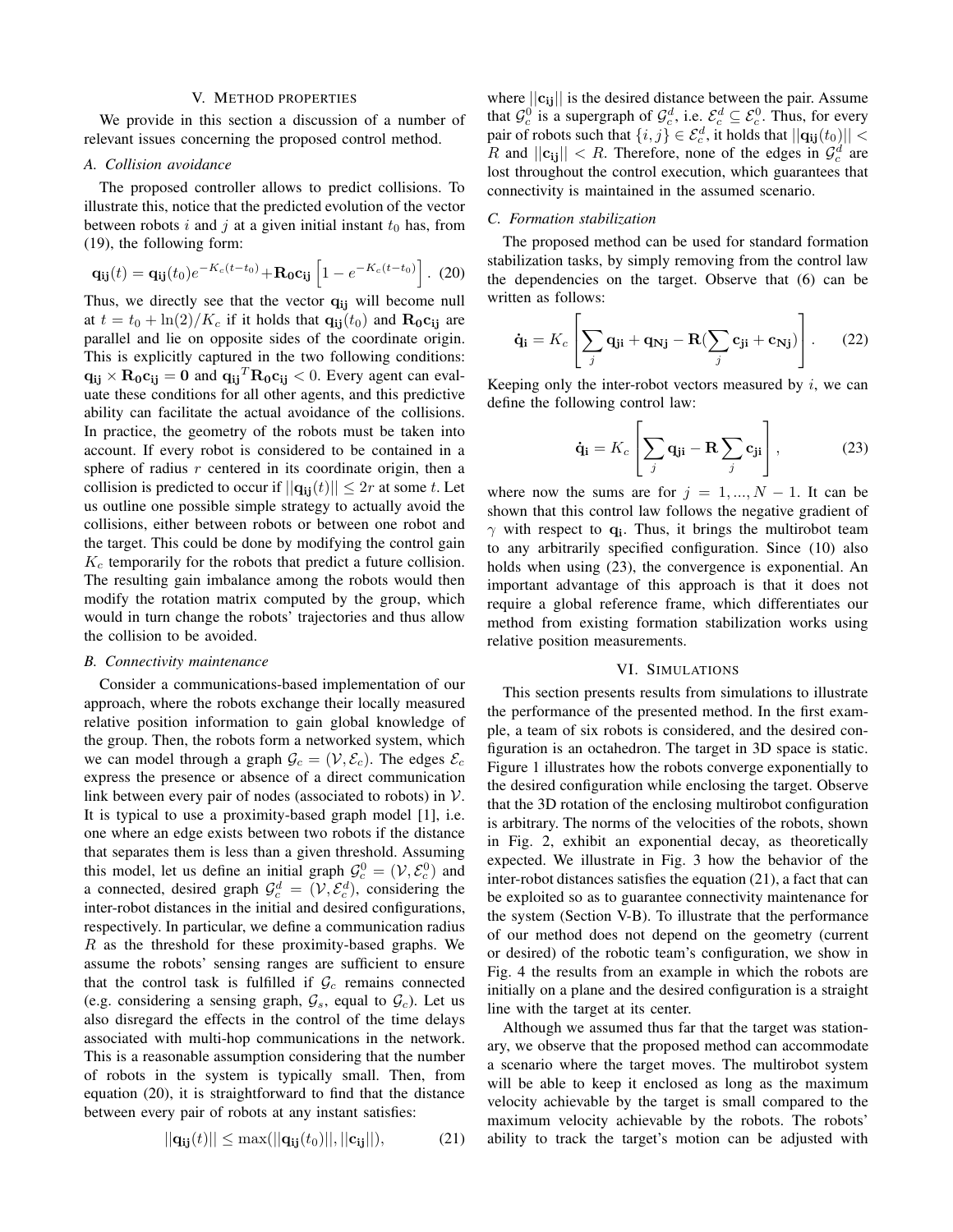## V. Method properties

We provide in this section a discussion of a number of relevant issues concerning the proposed control method.

### A. Collision avoidance

The proposed controller allows to predict collisions. To illustrate this, notice that the predicted evolution of the vector between robots $i$ and $j$ at a given initial instant $t_0$ has, from (19), the following form:

$$\mathbf{q_{ij}}(t) = \mathbf{q_{ij}}(t_0)e^{-K_c(t-t_0)} + \mathbf{R_0 c_{ij}}\left[1 - e^{-K_c(t-t_0)}\right]. \quad (20)$$

Thus, we directly see that the vector $\mathbf{q_{ij}}$ will become null at $t = t_0 + \ln(2)/K_c$ if it holds that $\mathbf{q_{ij}}(t_0)$ and $\mathbf{R_0 c_{ij}}$ are parallel and lie on opposite sides of the coordinate origin. This is explicitly captured in the two following conditions: $\mathbf{q_{ij}} \times \mathbf{R_0 c_{ij}} = \mathbf{0}$ and $\mathbf{q_{ij}}^T \mathbf{R_0 c_{ij}} < 0$. Every agent can evaluate these conditions for all other agents, and this predictive ability can facilitate the actual avoidance of the collisions. In practice, the geometry of the robots must be taken into account. If every robot is considered to be contained in a sphere of radius $r$ centered in its coordinate origin, then a collision is predicted to occur if $||\mathbf{q_{ij}}(t)|| \leq 2r$ at some $t$. Let us outline one possible simple strategy to actually avoid the collisions, either between robots or between one robot and the target. This could be done by modifying the control gain $K_c$ temporarily for the robots that predict a future collision. The resulting gain imbalance among the robots would then modify the rotation matrix computed by the group, which would in turn change the robots' trajectories and thus allow the collision to be avoided.

### B. Connectivity maintenance

Consider a communications-based implementation of our approach, where the robots exchange their locally measured relative position information to gain global knowledge of the group. Then, the robots form a networked system, which we can model through a graph $\mathcal{G}_c = (\mathcal{V}, \mathcal{E}_c)$. The edges $\mathcal{E}_c$ express the presence or absence of a direct communication link between every pair of nodes (associated to robots) in $\mathcal{V}$. It is typical to use a proximity-based graph model [1], i.e. one where an edge exists between two robots if the distance that separates them is less than a given threshold. Assuming this model, let us define an initial graph $\mathcal{G}_c^0 = (\mathcal{V}, \mathcal{E}_c^0)$ and a connected, desired graph $\mathcal{G}_c^d = (\mathcal{V}, \mathcal{E}_c^d)$, considering the inter-robot distances in the initial and desired configurations, respectively. In particular, we define a communication radius $R$ as the threshold for these proximity-based graphs. We assume the robots' sensing ranges are sufficient to ensure that the control task is fulfilled if $\mathcal{G}_c$ remains connected (e.g. considering a sensing graph, $\mathcal{G}_s$, equal to $\mathcal{G}_c$). Let us also disregard the effects in the control of the time delays associated with multi-hop communications in the network. This is a reasonable assumption considering that the number of robots in the system is typically small. Then, from equation (20), it is straightforward to find that the distance between every pair of robots at any instant satisfies:

$$||\mathbf{q_{ij}}(t)|| \leq \max(||\mathbf{q_{ij}}(t_0)||, ||\mathbf{c_{ij}}||), \quad (21)$$

where $||\mathbf{c_{ij}}||$ is the desired distance between the pair. Assume that $\mathcal{G}_c^0$ is a supergraph of $\mathcal{G}_c^d$, i.e. $\mathcal{E}_c^d \subseteq \mathcal{E}_c^0$. Thus, for every pair of robots such that $\{i, j\} \in \mathcal{E}_c^d$, it holds that $||\mathbf{q_{ij}}(t_0)|| < R$ and $||\mathbf{c_{ij}}|| < R$. Therefore, none of the edges in $\mathcal{G}_c^d$ are lost throughout the control execution, which guarantees that connectivity is maintained in the assumed scenario.

### C. Formation stabilization

The proposed method can be used for standard formation stabilization tasks, by simply removing from the control law the dependencies on the target. Observe that (6) can be written as follows:

$$\dot{\mathbf{q}}_{\mathbf{i}} = K_c \left[ \sum_j \mathbf{q_{ji}} + \mathbf{q_{Nj}} - \mathbf{R}\left(\sum_j \mathbf{c_{ji}} + \mathbf{c_{Nj}}\right) \right]. \quad (22)$$

Keeping only the inter-robot vectors measured by $i$, we can define the following control law:

$$\dot{\mathbf{q}}_{\mathbf{i}} = K_c \left[ \sum_j \mathbf{q_{ji}} - \mathbf{R} \sum_j \mathbf{c_{ji}} \right], \quad (23)$$

where now the sums are for $j = 1, ..., N-1$. It can be shown that this control law follows the negative gradient of $\gamma$ with respect to $\mathbf{q_i}$. Thus, it brings the multirobot team to any arbitrarily specified configuration. Since (10) also holds when using (23), the convergence is exponential. An important advantage of this approach is that it does not require a global reference frame, which differentiates our method from existing formation stabilization works using relative position measurements.

## VI. Simulations

This section presents results from simulations to illustrate the performance of the presented method. In the first example, a team of six robots is considered, and the desired configuration is an octahedron. The target in 3D space is static. Figure 1 illustrates how the robots converge exponentially to the desired configuration while enclosing the target. Observe that the 3D rotation of the enclosing multirobot configuration is arbitrary. The norms of the velocities of the robots, shown in Fig. 2, exhibit an exponential decay, as theoretically expected. We illustrate in Fig. 3 how the behavior of the inter-robot distances satisfies the equation (21), a fact that can be exploited so as to guarantee connectivity maintenance for the system (Section V-B). To illustrate that the performance of our method does not depend on the geometry (current or desired) of the robotic team's configuration, we show in Fig. 4 the results from an example in which the robots are initially on a plane and the desired configuration is a straight line with the target at its center.

Although we assumed thus far that the target was stationary, we observe that the proposed method can accommodate a scenario where the target moves. The multirobot system will be able to keep it enclosed as long as the maximum velocity achievable by the target is small compared to the maximum velocity achievable by the robots. The robots' ability to track the target's motion can be adjusted with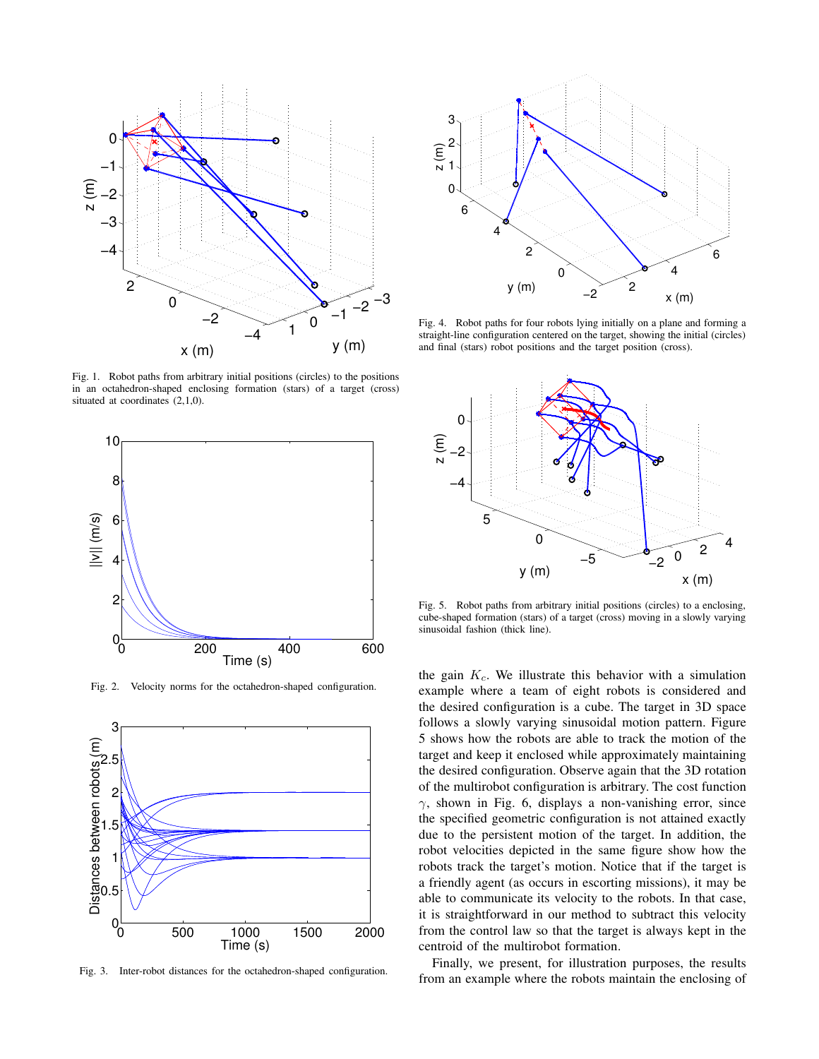Fig. 1. Robot paths from arbitrary initial positions (circles) to the positions in an octahedron-shaped enclosing formation (stars) of a target (cross) situated at coordinates (2,1,0).

Fig. 2. Velocity norms for the octahedron-shaped configuration.

Fig. 3. Inter-robot distances for the octahedron-shaped configuration.

Fig. 4. Robot paths for four robots lying initially on a plane and forming a straight-line configuration centered on the target, showing the initial (circles) and final (stars) robot positions and the target position (cross).

Fig. 5. Robot paths from arbitrary initial positions (circles) to a enclosing, cube-shaped formation (stars) of a target (cross) moving in a slowly varying sinusoidal fashion (thick line).

the gain $K_c$. We illustrate this behavior with a simulation example where a team of eight robots is considered and the desired configuration is a cube. The target in 3D space follows a slowly varying sinusoidal motion pattern. Figure 5 shows how the robots are able to track the motion of the target and keep it enclosed while approximately maintaining the desired configuration. Observe again that the 3D rotation of the multirobot configuration is arbitrary. The cost function $\gamma$, shown in Fig. 6, displays a non-vanishing error, since the specified geometric configuration is not attained exactly due to the persistent motion of the target. In addition, the robot velocities depicted in the same figure show how the robots track the target's motion. Notice that if the target is a friendly agent (as occurs in escorting missions), it may be able to communicate its velocity to the robots. In that case, it is straightforward in our method to subtract this velocity from the control law so that the target is always kept in the centroid of the multirobot formation.

Finally, we present, for illustration purposes, the results from an example where the robots maintain the enclosing of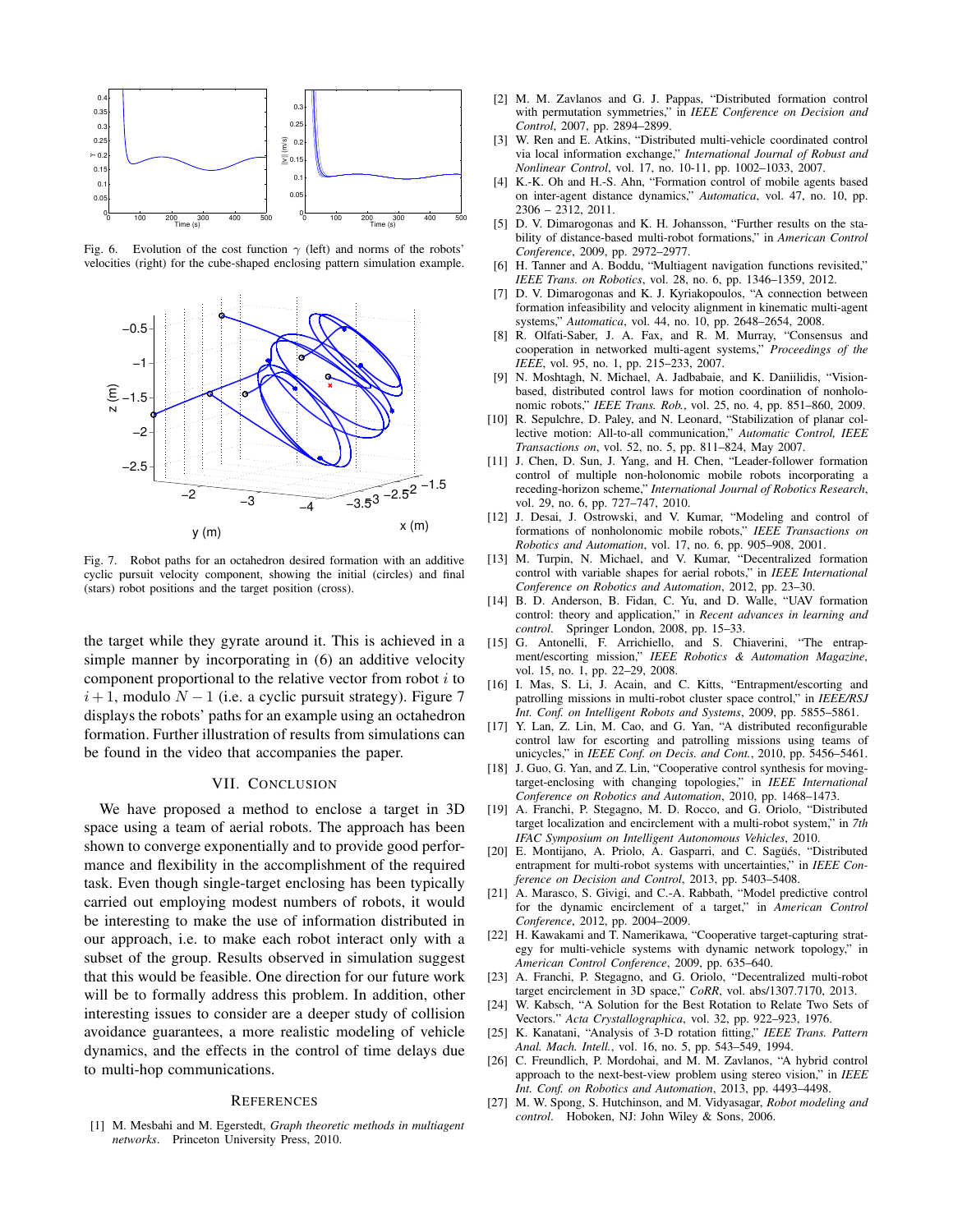0.4
0.35
0.3
0.25
γ 0.2
0.15
0.1
0.05
0
0 100 200 300 400 500
Time (s)

0.3
0.25
0.2
||v|| (m/s) 0.15
0.1
0.05
0
0 100 200 300 400 500
Time (s)

Fig. 6. Evolution of the cost function $\gamma$ (left) and norms of the robots' velocities (right) for the cube-shaped enclosing pattern simulation example.

−0.5
−1
z (m) −1.5
−2
−2.5
−2 −3 −4
y (m)
−3.5 −3 −2.5 −2 −1.5
x (m)

Fig. 7. Robot paths for an octahedron desired formation with an additive cyclic pursuit velocity component, showing the initial (circles) and final (stars) robot positions and the target position (cross).

the target while they gyrate around it. This is achieved in a simple manner by incorporating in (6) an additive velocity component proportional to the relative vector from robot $i$ to $i+1$, modulo $N-1$ (i.e. a cyclic pursuit strategy). Figure 7 displays the robots' paths for an example using an octahedron formation. Further illustration of results from simulations can be found in the video that accompanies the paper.

## VII. Conclusion

We have proposed a method to enclose a target in 3D space using a team of aerial robots. The approach has been shown to converge exponentially and to provide good performance and flexibility in the accomplishment of the required task. Even though single-target enclosing has been typically carried out employing modest numbers of robots, it would be interesting to make the use of information distributed in our approach, i.e. to make each robot interact only with a subset of the group. Results observed in simulation suggest that this would be feasible. One direction for our future work will be to formally address this problem. In addition, other interesting issues to consider are a deeper study of collision avoidance guarantees, a more realistic modeling of vehicle dynamics, and the effects in the control of time delays due to multi-hop communications.

## References

[1] M. Mesbahi and M. Egerstedt, *Graph theoretic methods in multiagent networks*. Princeton University Press, 2010.

[2] M. M. Zavlanos and G. J. Pappas, "Distributed formation control with permutation symmetries," in *IEEE Conference on Decision and Control*, 2007, pp. 2894–2899.

[3] W. Ren and E. Atkins, "Distributed multi-vehicle coordinated control via local information exchange," *International Journal of Robust and Nonlinear Control*, vol. 17, no. 10-11, pp. 1002–1033, 2007.

[4] K.-K. Oh and H.-S. Ahn, "Formation control of mobile agents based on inter-agent distance dynamics," *Automatica*, vol. 47, no. 10, pp. 2306 – 2312, 2011.

[5] D. V. Dimarogonas and K. H. Johansson, "Further results on the stability of distance-based multi-robot formations," in *American Control Conference*, 2009, pp. 2972–2977.

[6] H. Tanner and A. Boddu, "Multiagent navigation functions revisited," *IEEE Trans. on Robotics*, vol. 28, no. 6, pp. 1346–1359, 2012.

[7] D. V. Dimarogonas and K. J. Kyriakopoulos, "A connection between formation infeasibility and velocity alignment in kinematic multi-agent systems," *Automatica*, vol. 44, no. 10, pp. 2648–2654, 2008.

[8] R. Olfati-Saber, J. A. Fax, and R. M. Murray, "Consensus and cooperation in networked multi-agent systems," *Proceedings of the IEEE*, vol. 95, no. 1, pp. 215–233, 2007.

[9] N. Moshtagh, N. Michael, A. Jadbabaie, and K. Daniilidis, "Vision-based, distributed control laws for motion coordination of nonholonomic robots," *IEEE Trans. Rob.*, vol. 25, no. 4, pp. 851–860, 2009.

[10] R. Sepulchre, D. Paley, and N. Leonard, "Stabilization of planar collective motion: All-to-all communication," *Automatic Control, IEEE Transactions on*, vol. 52, no. 5, pp. 811–824, May 2007.

[11] J. Chen, D. Sun, J. Yang, and H. Chen, "Leader-follower formation control of multiple non-holonomic mobile robots incorporating a receding-horizon scheme," *International Journal of Robotics Research*, vol. 29, no. 6, pp. 727–747, 2010.

[12] J. Desai, J. Ostrowski, and V. Kumar, "Modeling and control of formations of nonholonomic mobile robots," *IEEE Transactions on Robotics and Automation*, vol. 17, no. 6, pp. 905–908, 2001.

[13] M. Turpin, N. Michael, and V. Kumar, "Decentralized formation control with variable shapes for aerial robots," in *IEEE International Conference on Robotics and Automation*, 2012, pp. 23–30.

[14] B. D. Anderson, B. Fidan, C. Yu, and D. Walle, "UAV formation control: theory and application," in *Recent advances in learning and control*. Springer London, 2008, pp. 15–33.

[15] G. Antonelli, F. Arrichiello, and S. Chiaverini, "The entrapment/escorting mission," *IEEE Robotics & Automation Magazine*, vol. 15, no. 1, pp. 22–29, 2008.

[16] I. Mas, S. Li, J. Acain, and C. Kitts, "Entrapment/escorting and patrolling missions in multi-robot cluster space control," in *IEEE/RSJ Int. Conf. on Intelligent Robots and Systems*, 2009, pp. 5855–5861.

[17] Y. Lan, Z. Lin, M. Cao, and G. Yan, "A distributed reconfigurable control law for escorting and patrolling missions using teams of unicycles," in *IEEE Conf. on Decis. and Cont.*, 2010, pp. 5456–5461.

[18] J. Guo, G. Yan, and Z. Lin, "Cooperative control synthesis for moving-target-enclosing with changing topologies," in *IEEE International Conference on Robotics and Automation*, 2010, pp. 1468–1473.

[19] A. Franchi, P. Stegagno, M. D. Rocco, and G. Oriolo, "Distributed target localization and encirclement with a multi-robot system," in *7th IFAC Symposium on Intelligent Autonomous Vehicles*, 2010.

[20] E. Montijano, A. Priolo, A. Gasparri, and C. Sagüés, "Distributed entrapment for multi-robot systems with uncertainties," in *IEEE Conference on Decision and Control*, 2013, pp. 5403–5408.

[21] A. Marasco, S. Givigi, and C.-A. Rabbath, "Model predictive control for the dynamic encirclement of a target," in *American Control Conference*, 2012, pp. 2004–2009.

[22] H. Kawakami and T. Namerikawa, "Cooperative target-capturing strategy for multi-vehicle systems with dynamic network topology," in *American Control Conference*, 2009, pp. 635–640.

[23] A. Franchi, P. Stegagno, and G. Oriolo, "Decentralized multi-robot target encirclement in 3D space," *CoRR*, vol. abs/1307.7170, 2013.

[24] W. Kabsch, "A Solution for the Best Rotation to Relate Two Sets of Vectors." *Acta Crystallographica*, vol. 32, pp. 922–923, 1976.

[25] K. Kanatani, "Analysis of 3-D rotation fitting," *IEEE Trans. Pattern Anal. Mach. Intell.*, vol. 16, no. 5, pp. 543–549, 1994.

[26] C. Freundlich, P. Mordohai, and M. M. Zavlanos, "A hybrid control approach to the next-best-view problem using stereo vision," in *IEEE Int. Conf. on Robotics and Automation*, 2013, pp. 4493–4498.

[27] M. W. Spong, S. Hutchinson, and M. Vidyasagar, *Robot modeling and control*. Hoboken, NJ: John Wiley & Sons, 2006.